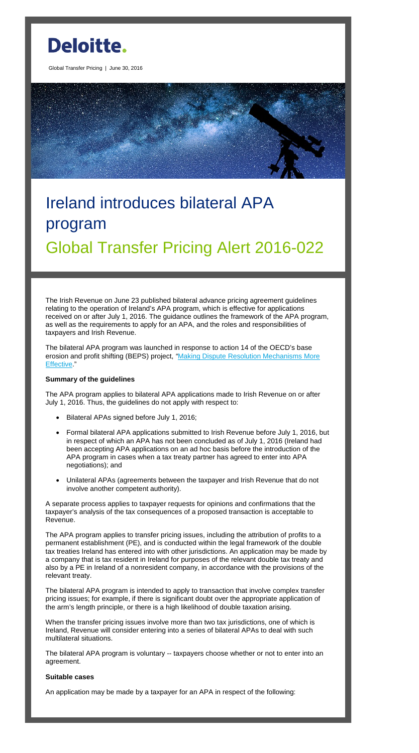# Deloitte.

Global Transfer Pricing | June 30, 2016

# Ireland introduces bilateral APA program

## Global Transfer Pricing Alert 2016-022

The Irish Revenue on June 23 published bilateral advance pricing agreement guidelines relating to the operation of Ireland's APA program, which is effective for applications received on or after July 1, 2016. The guidance outlines the framework of the APA program, as well as the requirements to apply for an APA, and the roles and responsibilities of taxpayers and Irish Revenue.

The bilateral APA program was launched in response to action 14 of the OECD's base erosion and profit shifting (BEPS) project, "Making Dispute Resolution Mechanisms More Effective."

**Summary of the guidelines**

The APA program applies to bilateral APA applications made to Irish Revenue on or after July 1, 2016. Thus, the guidelines do not apply with respect to:

- Bilateral APAs signed before July 1, 2016;
- Formal bilateral APA applications submitted to Irish Revenue before July 1, 2016, but in respect of which an APA has not been concluded as of July 1, 2016 (Ireland had been accepting APA applications on an ad hoc basis before the introduction of the APA program in cases when a tax treaty partner has agreed to enter into APA negotiations); and
- Unilateral APAs (agreements between the taxpayer and Irish Revenue that do not involve another competent authority).

A separate process applies to taxpayer requests for opinions and confirmations that the taxpayer's analysis of the tax consequences of a proposed transaction is acceptable to Revenue.

The APA program applies to transfer pricing issues, including the attribution of profits to a permanent establishment (PE), and is conducted within the legal framework of the double tax treaties Ireland has entered into with other jurisdictions. An application may be made by a company that is tax resident in Ireland for purposes of the relevant double tax treaty and also by a PE in Ireland of a nonresident company, in accordance with the provisions of the relevant treaty.

The bilateral APA program is intended to apply to transaction that involve complex transfer pricing issues; for example, if there is significant doubt over the appropriate application of the arm's length principle, or there is a high likelihood of double taxation arising.

When the transfer pricing issues involve more than two tax jurisdictions, one of which is Ireland, Revenue will consider entering into a series of bilateral APAs to deal with such multilateral situations.

The bilateral APA program is voluntary -- taxpayers choose whether or not to enter into an agreement.

**Suitable cases**

An application may be made by a taxpayer for an APA in respect of the following: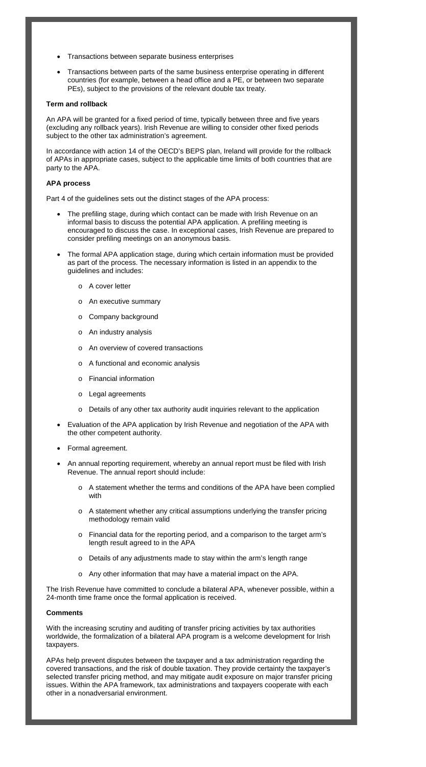- Transactions between separate business enterprises
- Transactions between parts of the same business enterprise operating in different countries (for example, between a head office and a PE, or between two separate PEs), subject to the provisions of the relevant double tax treaty.

**Term and rollback**

An APA will be granted for a fixed period of time, typically between three and five years (excluding any rollback years). Irish Revenue are willing to consider other fixed periods subject to the other tax administration's agreement.

In accordance with action 14 of the OECD's BEPS plan, Ireland will provide for the rollback of APAs in appropriate cases, subject to the applicable time limits of both countries that are party to the APA.

**APA process**

Part 4 of the guidelines sets out the distinct stages of the APA process:

- The prefiling stage, during which contact can be made with Irish Revenue on an informal basis to discuss the potential APA application. A prefiling meeting is encouraged to discuss the case. In exceptional cases, Irish Revenue are prepared to consider prefiling meetings on an anonymous basis.
- The formal APA application stage, during which certain information must be provided as part of the process. The necessary information is listed in an appendix to the guidelines and includes:
  - A cover letter
  - An executive summary
  - Company background
  - An industry analysis
  - An overview of covered transactions
  - A functional and economic analysis
  - Financial information
  - Legal agreements
  - Details of any other tax authority audit inquiries relevant to the application
- Evaluation of the APA application by Irish Revenue and negotiation of the APA with the other competent authority.
- Formal agreement.
- An annual reporting requirement, whereby an annual report must be filed with Irish Revenue. The annual report should include:
  - A statement whether the terms and conditions of the APA have been complied with
  - A statement whether any critical assumptions underlying the transfer pricing methodology remain valid
  - Financial data for the reporting period, and a comparison to the target arm's length result agreed to in the APA
  - Details of any adjustments made to stay within the arm's length range
  - Any other information that may have a material impact on the APA.

The Irish Revenue have committed to conclude a bilateral APA, whenever possible, within a 24-month time frame once the formal application is received.

**Comments**

With the increasing scrutiny and auditing of transfer pricing activities by tax authorities worldwide, the formalization of a bilateral APA program is a welcome development for Irish taxpayers.

APAs help prevent disputes between the taxpayer and a tax administration regarding the covered transactions, and the risk of double taxation. They provide certainty the taxpayer's selected transfer pricing method, and may mitigate audit exposure on major transfer pricing issues. Within the APA framework, tax administrations and taxpayers cooperate with each other in a nonadversarial environment.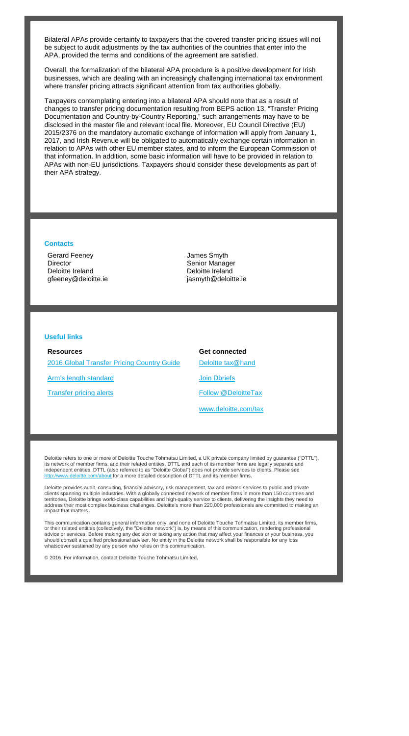Bilateral APAs provide certainty to taxpayers that the covered transfer pricing issues will not be subject to audit adjustments by the tax authorities of the countries that enter into the APA, provided the terms and conditions of the agreement are satisfied.

Overall, the formalization of the bilateral APA procedure is a positive development for Irish businesses, which are dealing with an increasingly challenging international tax environment where transfer pricing attracts significant attention from tax authorities globally.

Taxpayers contemplating entering into a bilateral APA should note that as a result of changes to transfer pricing documentation resulting from BEPS action 13, "Transfer Pricing Documentation and Country-by-Country Reporting," such arrangements may have to be disclosed in the master file and relevant local file. Moreover, EU Council Directive (EU) 2015/2376 on the mandatory automatic exchange of information will apply from January 1, 2017, and Irish Revenue will be obligated to automatically exchange certain information in relation to APAs with other EU member states, and to inform the European Commission of that information. In addition, some basic information will have to be provided in relation to APAs with non-EU jurisdictions. Taxpayers should consider these developments as part of their APA strategy.

### Contacts

Gerard Feeney
Director
Deloitte Ireland
gfeeney@deloitte.ie

James Smyth
Senior Manager
Deloitte Ireland
jasmyth@deloitte.ie

### Useful links

**Resources**

[2016 Global Transfer Pricing Country Guide]

[Arm's length standard]

[Transfer pricing alerts]

**Get connected**

[Deloitte tax@hand]

[Join Dbriefs]

[Follow @DeloitteTax]

[www.deloitte.com/tax]

Deloitte refers to one or more of Deloitte Touche Tohmatsu Limited, a UK private company limited by guarantee ("DTTL"), its network of member firms, and their related entities. DTTL and each of its member firms are legally separate and independent entities. DTTL (also referred to as "Deloitte Global") does not provide services to clients. Please see http://www.deloitte.com/about for a more detailed description of DTTL and its member firms.

Deloitte provides audit, consulting, financial advisory, risk management, tax and related services to public and private clients spanning multiple industries. With a globally connected network of member firms in more than 150 countries and territories, Deloitte brings world-class capabilities and high-quality service to clients, delivering the insights they need to address their most complex business challenges. Deloitte's more than 220,000 professionals are committed to making an impact that matters.

This communication contains general information only, and none of Deloitte Touche Tohmatsu Limited, its member firms, or their related entities (collectively, the "Deloitte network") is, by means of this communication, rendering professional advice or services. Before making any decision or taking any action that may affect your finances or your business, you should consult a qualified professional adviser. No entity in the Deloitte network shall be responsible for any loss whatsoever sustained by any person who relies on this communication.

© 2016. For information, contact Deloitte Touche Tohmatsu Limited.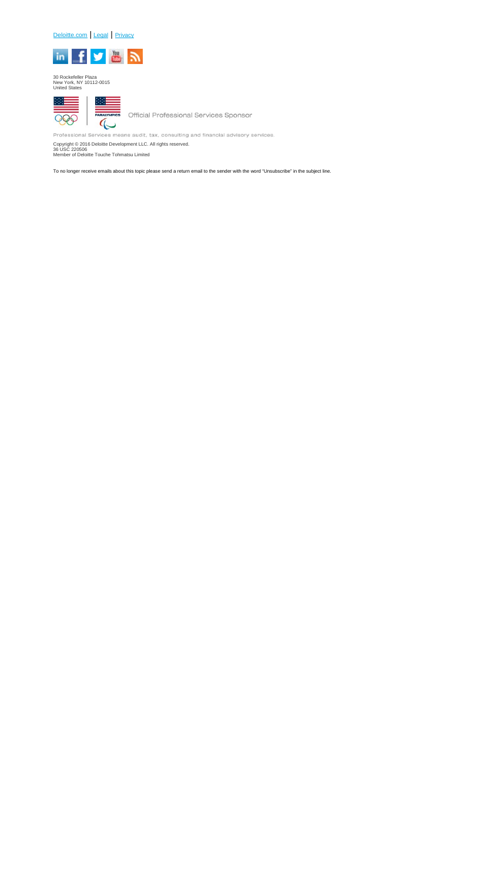Deloitte.com | Legal | Privacy

30 Rockefeller Plaza
New York, NY 10112-0015
United States

Official Professional Services Sponsor

Professional Services means audit, tax, consulting and financial advisory services.

Copyright © 2016 Deloitte Development LLC. All rights reserved.
36 USC 220506
Member of Deloitte Touche Tohmatsu Limited

To no longer receive emails about this topic please send a return email to the sender with the word "Unsubscribe" in the subject line.